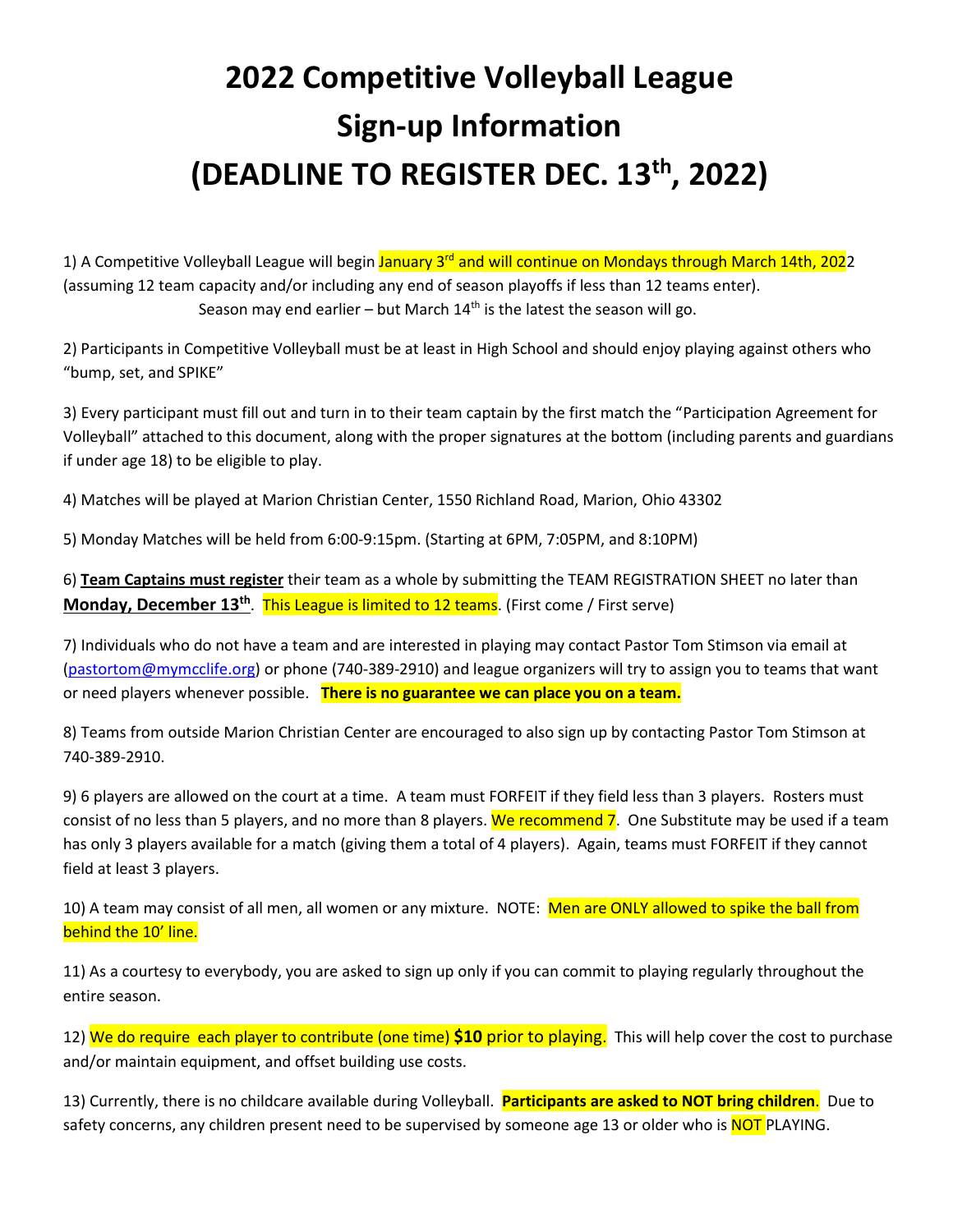# 2022 Competitive Volleyball League
# Sign-up Information
# (DEADLINE TO REGISTER DEC. 13th, 2022)

1) A Competitive Volleyball League will begin January 3rd and will continue on Mondays through March 14th, 2022 (assuming 12 team capacity and/or including any end of season playoffs if less than 12 teams enter). Season may end earlier – but March 14th is the latest the season will go.

2) Participants in Competitive Volleyball must be at least in High School and should enjoy playing against others who "bump, set, and SPIKE"

3) Every participant must fill out and turn in to their team captain by the first match the "Participation Agreement for Volleyball" attached to this document, along with the proper signatures at the bottom (including parents and guardians if under age 18) to be eligible to play.

4) Matches will be played at Marion Christian Center, 1550 Richland Road, Marion, Ohio 43302

5) Monday Matches will be held from 6:00-9:15pm. (Starting at 6PM, 7:05PM, and 8:10PM)

6) **Team Captains must register** their team as a whole by submitting the TEAM REGISTRATION SHEET no later than **Monday, December 13th**. This League is limited to 12 teams. (First come / First serve)

7) Individuals who do not have a team and are interested in playing may contact Pastor Tom Stimson via email at (pastortom@mymcclife.org) or phone (740-389-2910) and league organizers will try to assign you to teams that want or need players whenever possible. **There is no guarantee we can place you on a team.**

8) Teams from outside Marion Christian Center are encouraged to also sign up by contacting Pastor Tom Stimson at 740-389-2910.

9) 6 players are allowed on the court at a time. A team must FORFEIT if they field less than 3 players. Rosters must consist of no less than 5 players, and no more than 8 players. We recommend 7. One Substitute may be used if a team has only 3 players available for a match (giving them a total of 4 players). Again, teams must FORFEIT if they cannot field at least 3 players.

10) A team may consist of all men, all women or any mixture. NOTE: Men are ONLY allowed to spike the ball from behind the 10' line.

11) As a courtesy to everybody, you are asked to sign up only if you can commit to playing regularly throughout the entire season.

12) We do require each player to contribute (one time) **$10** prior to playing. This will help cover the cost to purchase and/or maintain equipment, and offset building use costs.

13) Currently, there is no childcare available during Volleyball. **Participants are asked to NOT bring children**. Due to safety concerns, any children present need to be supervised by someone age 13 or older who is NOT PLAYING.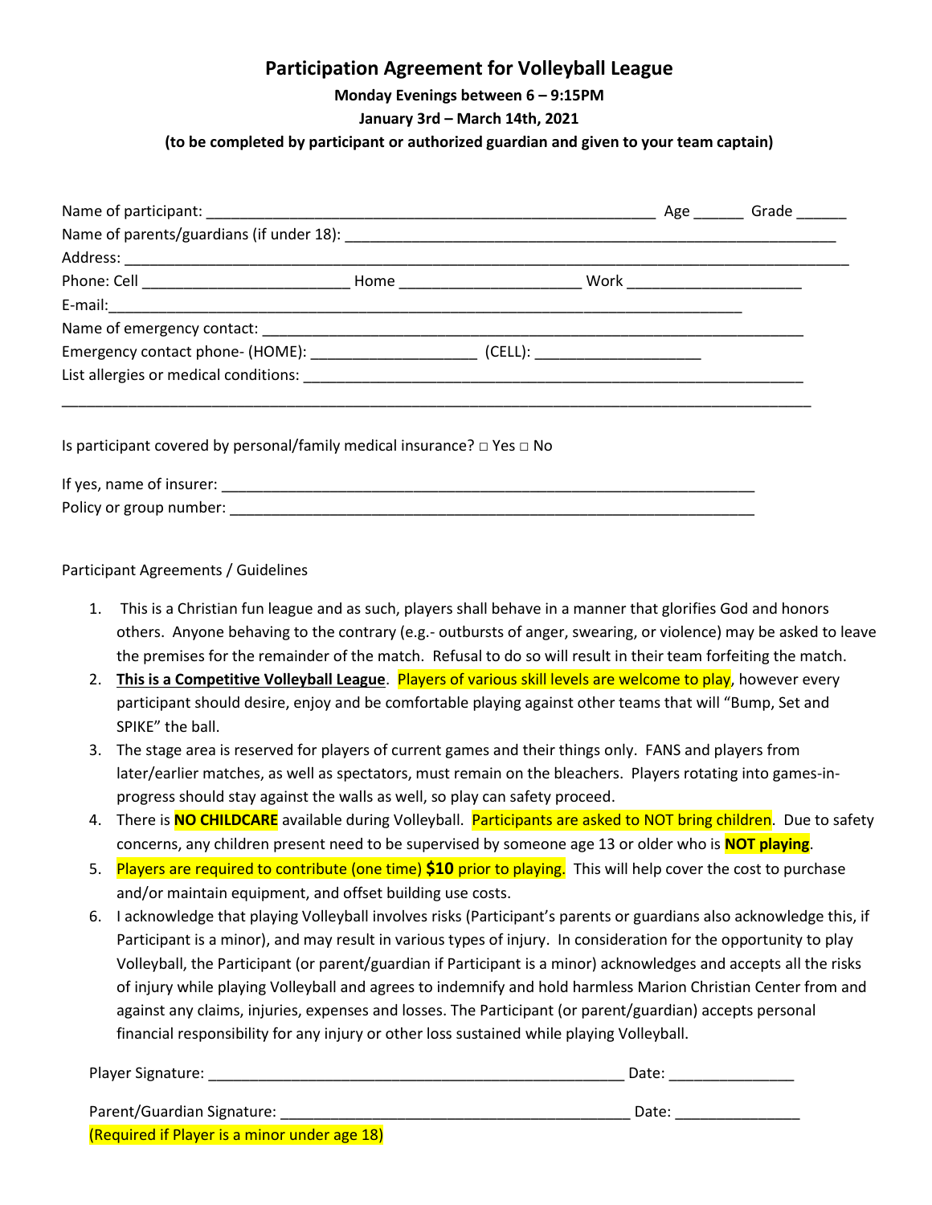# Participation Agreement for Volleyball League

**Monday Evenings between 6 – 9:15PM**

**January 3rd – March 14th, 2021**

**(to be completed by participant or authorized guardian and given to your team captain)**

Name of participant: _______________________________________________________ Age ______ Grade ______

Name of parents/guardians (if under 18): ____________________________________________________________

Address: __________________________________________________________________________________________

Phone: Cell ________________________ Home _____________________ Work _____________________

E-mail:_____________________________________________________________________________

Name of emergency contact: ________________________________________________________________

Emergency contact phone- (HOME): ___________________ (CELL): ___________________

List allergies or medical conditions: __________________________________________________________

_____________________________________________________________________________________________

Is participant covered by personal/family medical insurance? □ Yes □ No

If yes, name of insurer: ______________________________________________________________

Policy or group number: ______________________________________________________________

Participant Agreements / Guidelines

1. This is a Christian fun league and as such, players shall behave in a manner that glorifies God and honors others. Anyone behaving to the contrary (e.g.- outbursts of anger, swearing, or violence) may be asked to leave the premises for the remainder of the match. Refusal to do so will result in their team forfeiting the match.
2. **This is a Competitive Volleyball League**. Players of various skill levels are welcome to play, however every participant should desire, enjoy and be comfortable playing against other teams that will "Bump, Set and SPIKE" the ball.
3. The stage area is reserved for players of current games and their things only. FANS and players from later/earlier matches, as well as spectators, must remain on the bleachers. Players rotating into games-in-progress should stay against the walls as well, so play can safety proceed.
4. There is **NO CHILDCARE** available during Volleyball. Participants are asked to NOT bring children. Due to safety concerns, any children present need to be supervised by someone age 13 or older who is **NOT playing**.
5. Players are required to contribute (one time) **$10** prior to playing. This will help cover the cost to purchase and/or maintain equipment, and offset building use costs.
6. I acknowledge that playing Volleyball involves risks (Participant's parents or guardians also acknowledge this, if Participant is a minor), and may result in various types of injury. In consideration for the opportunity to play Volleyball, the Participant (or parent/guardian if Participant is a minor) acknowledges and accepts all the risks of injury while playing Volleyball and agrees to indemnify and hold harmless Marion Christian Center from and against any claims, injuries, expenses and losses. The Participant (or parent/guardian) accepts personal financial responsibility for any injury or other loss sustained while playing Volleyball.

Player Signature: ________________________________________________ Date: _______________

Parent/Guardian Signature: ________________________________________ Date: _______________

(Required if Player is a minor under age 18)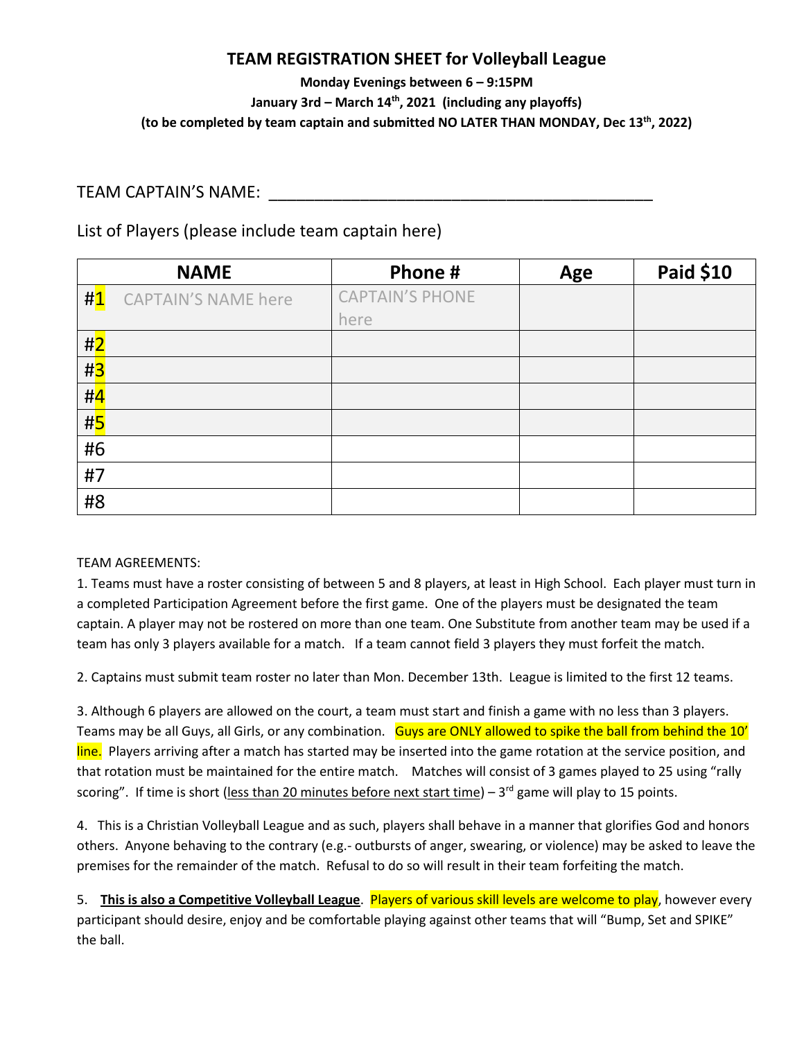## TEAM REGISTRATION SHEET for Volleyball League

**Monday Evenings between 6 – 9:15PM**

**January 3rd – March 14th, 2021 (including any playoffs)**

**(to be completed by team captain and submitted NO LATER THAN MONDAY, Dec 13th, 2022)**

TEAM CAPTAIN'S NAME: ___________________________________________

List of Players (please include team captain here)

| NAME | Phone # | Age | Paid $10 |
|---|---|---|---|
| #1 CAPTAIN'S NAME here | CAPTAIN'S PHONE here | | |
| #2 | | | |
| #3 | | | |
| #4 | | | |
| #5 | | | |
| #6 | | | |
| #7 | | | |
| #8 | | | |

TEAM AGREEMENTS:

1. Teams must have a roster consisting of between 5 and 8 players, at least in High School. Each player must turn in a completed Participation Agreement before the first game. One of the players must be designated the team captain. A player may not be rostered on more than one team. One Substitute from another team may be used if a team has only 3 players available for a match. If a team cannot field 3 players they must forfeit the match.

2. Captains must submit team roster no later than Mon. December 13th. League is limited to the first 12 teams.

3. Although 6 players are allowed on the court, a team must start and finish a game with no less than 3 players. Teams may be all Guys, all Girls, or any combination. Guys are ONLY allowed to spike the ball from behind the 10' line. Players arriving after a match has started may be inserted into the game rotation at the service position, and that rotation must be maintained for the entire match. Matches will consist of 3 games played to 25 using "rally scoring". If time is short (less than 20 minutes before next start time) – 3rd game will play to 15 points.

4. This is a Christian Volleyball League and as such, players shall behave in a manner that glorifies God and honors others. Anyone behaving to the contrary (e.g.- outbursts of anger, swearing, or violence) may be asked to leave the premises for the remainder of the match. Refusal to do so will result in their team forfeiting the match.

5. **This is also a Competitive Volleyball League**. Players of various skill levels are welcome to play, however every participant should desire, enjoy and be comfortable playing against other teams that will "Bump, Set and SPIKE" the ball.